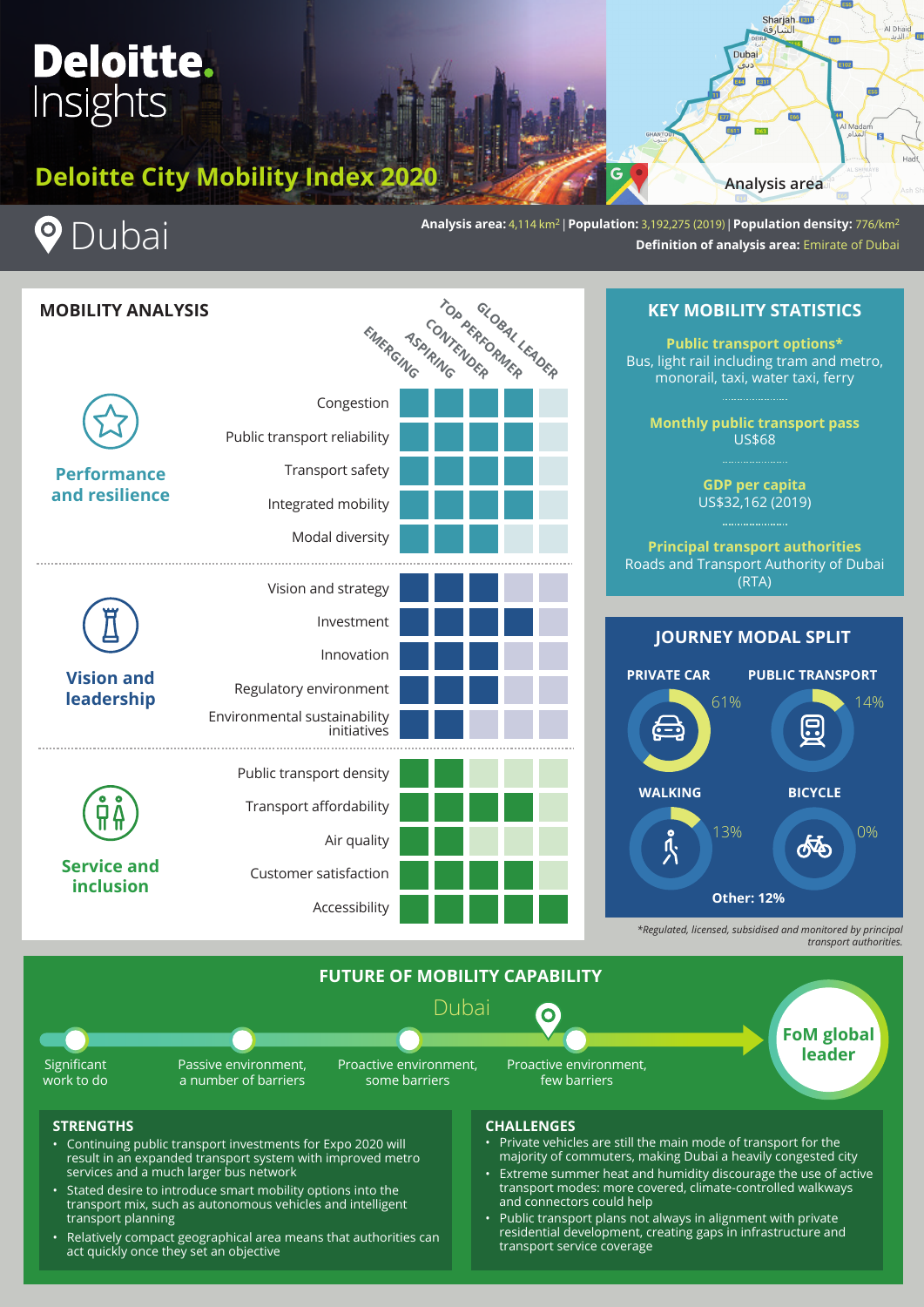# Deloitte Insights

## Deloitte City Mobility Index 2020

Analysis area

# Dubai

**Analysis area:** 4,114 km² | **Population:** 3,192,275 (2019) | **Population density:** 776/km²
**Definition of analysis area:** Emirate of Dubai

## MOBILITY ANALYSIS

| Category | Metric | Emerging | Aspiring | Contender | Top performer | Global leader |
|---|---|---|---|---|---|---|
| Performance and resilience | Congestion | ■ | ■ | ■ | ■ | |
| | Public transport reliability | ■ | ■ | ■ | ■ | |
| | Transport safety | ■ | ■ | ■ | ■ | |
| | Integrated mobility | ■ | ■ | ■ | ■ | |
| | Modal diversity | ■ | ■ | ■ | | |
| Vision and leadership | Vision and strategy | ■ | ■ | ■ | | |
| | Investment | ■ | ■ | ■ | ■ | |
| | Innovation | ■ | ■ | ■ | | |
| | Regulatory environment | ■ | ■ | ■ | | |
| | Environmental sustainability initiatives | ■ | ■ | | | |
| Service and inclusion | Public transport density | ■ | ■ | | | |
| | Transport affordability | ■ | ■ | ■ | ■ | |
| | Air quality | ■ | ■ | | | |
| | Customer satisfaction | ■ | ■ | ■ | ■ | |
| | Accessibility | ■ | ■ | ■ | ■ | ■ |

## KEY MOBILITY STATISTICS

**Public transport options***
Bus, light rail including tram and metro, monorail, taxi, water taxi, ferry

**Monthly public transport pass**
US$68

**GDP per capita**
US$32,162 (2019)

**Principal transport authorities**
Roads and Transport Authority of Dubai (RTA)

## JOURNEY MODAL SPLIT

- PRIVATE CAR: 61%
- PUBLIC TRANSPORT: 14%
- WALKING: 13%
- BICYCLE: 0%

**Other: 12%**

*Regulated, licensed, subsidised and monitored by principal transport authorities.*

## FUTURE OF MOBILITY CAPABILITY

Dubai: between "Proactive environment, some barriers" and "Proactive environment, few barriers"

Significant work to do → Passive environment, a number of barriers → Proactive environment, some barriers → Proactive environment, few barriers → FoM global leader

### STRENGTHS

- Continuing public transport investments for Expo 2020 will result in an expanded transport system with improved metro services and a much larger bus network
- Stated desire to introduce smart mobility options into the transport mix, such as autonomous vehicles and intelligent transport planning
- Relatively compact geographical area means that authorities can act quickly once they set an objective

### CHALLENGES

- Private vehicles are still the main mode of transport for the majority of commuters, making Dubai a heavily congested city
- Extreme summer heat and humidity discourage the use of active transport modes: more covered, climate-controlled walkways and connectors could help
- Public transport plans not always in alignment with private residential development, creating gaps in infrastructure and transport service coverage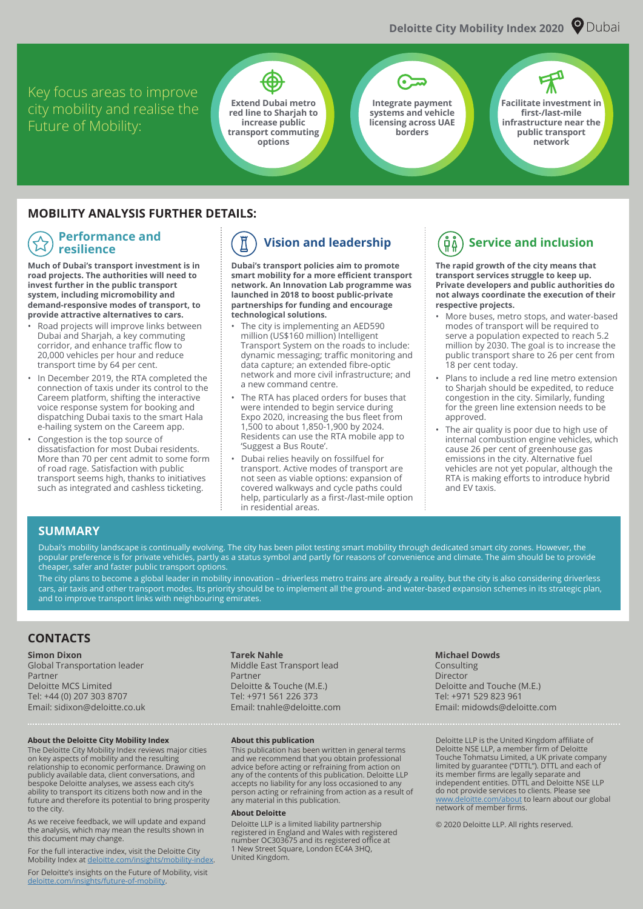Key focus areas to improve city mobility and realise the Future of Mobility:

- **Extend Dubai metro red line to Sharjah to increase public transport commuting options**
- **Integrate payment systems and vehicle licensing across UAE borders**
- **Facilitate investment in first-/last-mile infrastructure near the public transport network**

## MOBILITY ANALYSIS FURTHER DETAILS:

### Performance and resilience

**Much of Dubai's transport investment is in road projects. The authorities will need to invest further in the public transport system, including micromobility and demand-responsive modes of transport, to provide attractive alternatives to cars.**

- Road projects will improve links between Dubai and Sharjah, a key commuting corridor, and enhance traffic flow to 20,000 vehicles per hour and reduce transport time by 64 per cent.
- In December 2019, the RTA completed the connection of taxis under its control to the Careem platform, shifting the interactive voice response system for booking and dispatching Dubai taxis to the smart Hala e-hailing system on the Careem app.
- Congestion is the top source of dissatisfaction for most Dubai residents. More than 70 per cent admit to some form of road rage. Satisfaction with public transport seems high, thanks to initiatives such as integrated and cashless ticketing.

### Vision and leadership

**Dubai's transport policies aim to promote smart mobility for a more efficient transport network. An Innovation Lab programme was launched in 2018 to boost public-private partnerships for funding and encourage technological solutions.**

- The city is implementing an AED590 million (US$160 million) Intelligent Transport System on the roads to include: dynamic messaging; traffic monitoring and data capture; an extended fibre-optic network and more civil infrastructure; and a new command centre.
- The RTA has placed orders for buses that were intended to begin service during Expo 2020, increasing the bus fleet from 1,500 to about 1,850-1,900 by 2024. Residents can use the RTA mobile app to 'Suggest a Bus Route'.
- Dubai relies heavily on fossilfuel for transport. Active modes of transport are not seen as viable options: expansion of covered walkways and cycle paths could help, particularly as a first-/last-mile option in residential areas.

### Service and inclusion

**The rapid growth of the city means that transport services struggle to keep up. Private developers and public authorities do not always coordinate the execution of their respective projects.**

- More buses, metro stops, and water-based modes of transport will be required to serve a population expected to reach 5.2 million by 2030. The goal is to increase the public transport share to 26 per cent from 18 per cent today.
- Plans to include a red line metro extension to Sharjah should be expedited, to reduce congestion in the city. Similarly, funding for the green line extension needs to be approved.
- The air quality is poor due to high use of internal combustion engine vehicles, which cause 26 per cent of greenhouse gas emissions in the city. Alternative fuel vehicles are not yet popular, although the RTA is making efforts to introduce hybrid and EV taxis.

## SUMMARY

Dubai's mobility landscape is continually evolving. The city has been pilot testing smart mobility through dedicated smart city zones. However, the popular preference is for private vehicles, partly as a status symbol and partly for reasons of convenience and climate. The aim should be to provide cheaper, safer and faster public transport options.

The city plans to become a global leader in mobility innovation – driverless metro trains are already a reality, but the city is also considering driverless cars, air taxis and other transport modes. Its priority should be to implement all the ground- and water-based expansion schemes in its strategic plan, and to improve transport links with neighbouring emirates.

## CONTACTS

**Simon Dixon**
Global Transportation leader
Partner
Deloitte MCS Limited
Tel: +44 (0) 207 303 8707
Email: sidixon@deloitte.co.uk

**Tarek Nahle**
Middle East Transport lead
Partner
Deloitte & Touche (M.E.)
Tel: +971 561 226 373
Email: tnahle@deloitte.com

**Michael Dowds**
Consulting
Director
Deloitte and Touche (M.E.)
Tel: +971 529 823 961
Email: midowds@deloitte.com

**About the Deloitte City Mobility Index**

The Deloitte City Mobility Index reviews major cities on key aspects of mobility and the resulting relationship to economic performance. Drawing on publicly available data, client conversations, and bespoke Deloitte analyses, we assess each city's ability to transport its citizens both now and in the future and therefore its potential to bring prosperity to the city.

As we receive feedback, we will update and expand the analysis, which may mean the results shown in this document may change.

For the full interactive index, visit the Deloitte City Mobility Index at deloitte.com/insights/mobility-index.

For Deloitte's insights on the Future of Mobility, visit deloitte.com/insights/future-of-mobility.

**About this publication**

This publication has been written in general terms and we recommend that you obtain professional advice before acting or refraining from action on any of the contents of this publication. Deloitte LLP accepts no liability for any loss occasioned to any person acting or refraining from action as a result of any material in this publication.

**About Deloitte**

Deloitte LLP is a limited liability partnership registered in England and Wales with registered number OC303675 and its registered office at 1 New Street Square, London EC4A 3HQ, United Kingdom.

Deloitte LLP is the United Kingdom affiliate of Deloitte NSE LLP, a member firm of Deloitte Touche Tohmatsu Limited, a UK private company limited by guarantee ("DTTL"). DTTL and each of its member firms are legally separate and independent entities. DTTL and Deloitte NSE LLP do not provide services to clients. Please see www.deloitte.com/about to learn about our global network of member firms.

© 2020 Deloitte LLP. All rights reserved.